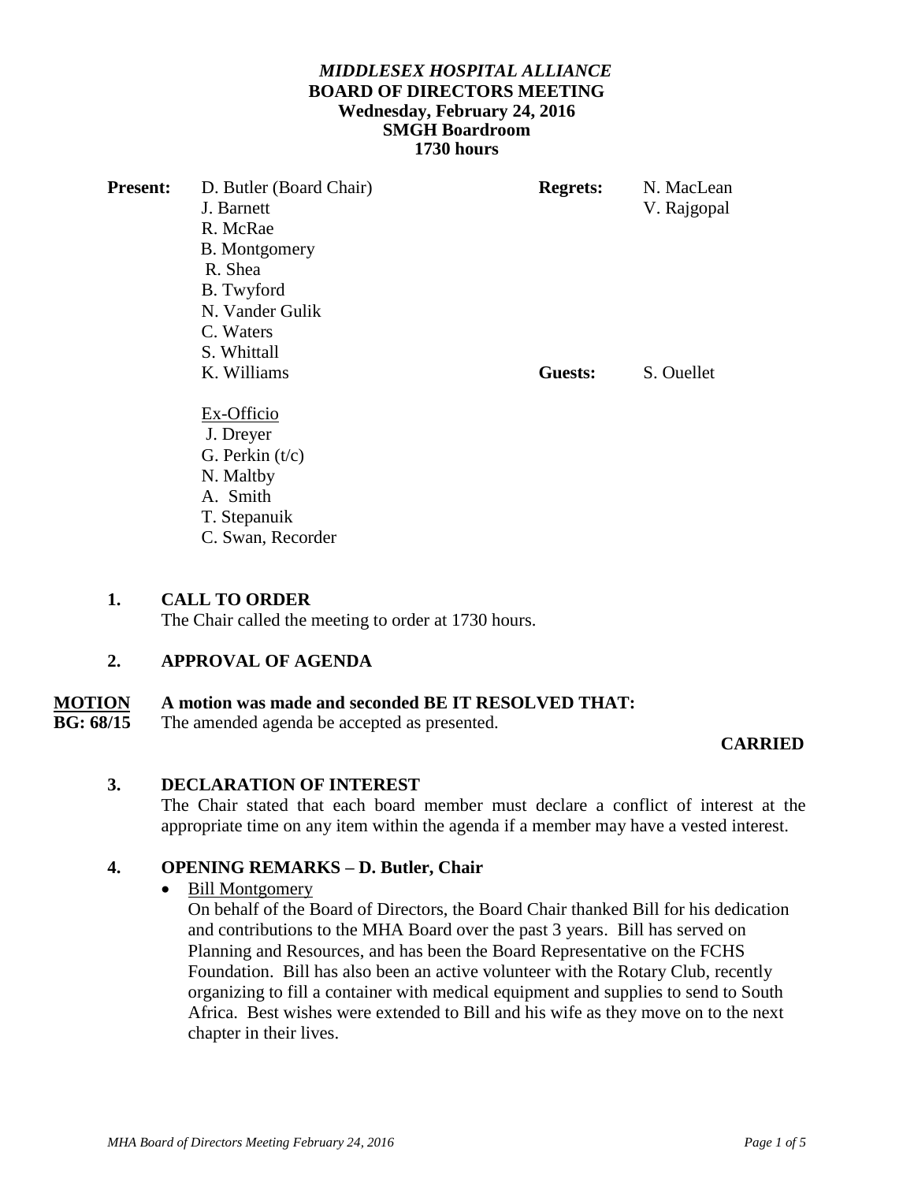***MIDDLESEX HOSPITAL ALLIANCE***
**BOARD OF DIRECTORS MEETING**
**Wednesday, February 24, 2016**
**SMGH Boardroom**
**1730 hours**

| | | | |
|---|---|---|---|
| **Present:** | D. Butler (Board Chair) | **Regrets:** | N. MacLean |
| | J. Barnett | | V. Rajgopal |
| | R. McRae | | |
| | B. Montgomery | | |
| | R. Shea | | |
| | B. Twyford | | |
| | N. Vander Gulik | | |
| | C. Waters | | |
| | S. Whittall | | |
| | K. Williams | **Guests:** | S. Ouellet |
| | Ex-Officio | | |
| | J. Dreyer | | |
| | G. Perkin (t/c) | | |
| | N. Maltby | | |
| | A. Smith | | |
| | T. Stepanuik | | |
| | C. Swan, Recorder | | |

**1. CALL TO ORDER**

The Chair called the meeting to order at 1730 hours.

**2. APPROVAL OF AGENDA**

**MOTION BG: 68/15** **A motion was made and seconded BE IT RESOLVED THAT:**
The amended agenda be accepted as presented.

**CARRIED**

**3. DECLARATION OF INTEREST**

The Chair stated that each board member must declare a conflict of interest at the appropriate time on any item within the agenda if a member may have a vested interest.

**4. OPENING REMARKS – D. Butler, Chair**

- Bill Montgomery

  On behalf of the Board of Directors, the Board Chair thanked Bill for his dedication and contributions to the MHA Board over the past 3 years. Bill has served on Planning and Resources, and has been the Board Representative on the FCHS Foundation. Bill has also been an active volunteer with the Rotary Club, recently organizing to fill a container with medical equipment and supplies to send to South Africa. Best wishes were extended to Bill and his wife as they move on to the next chapter in their lives.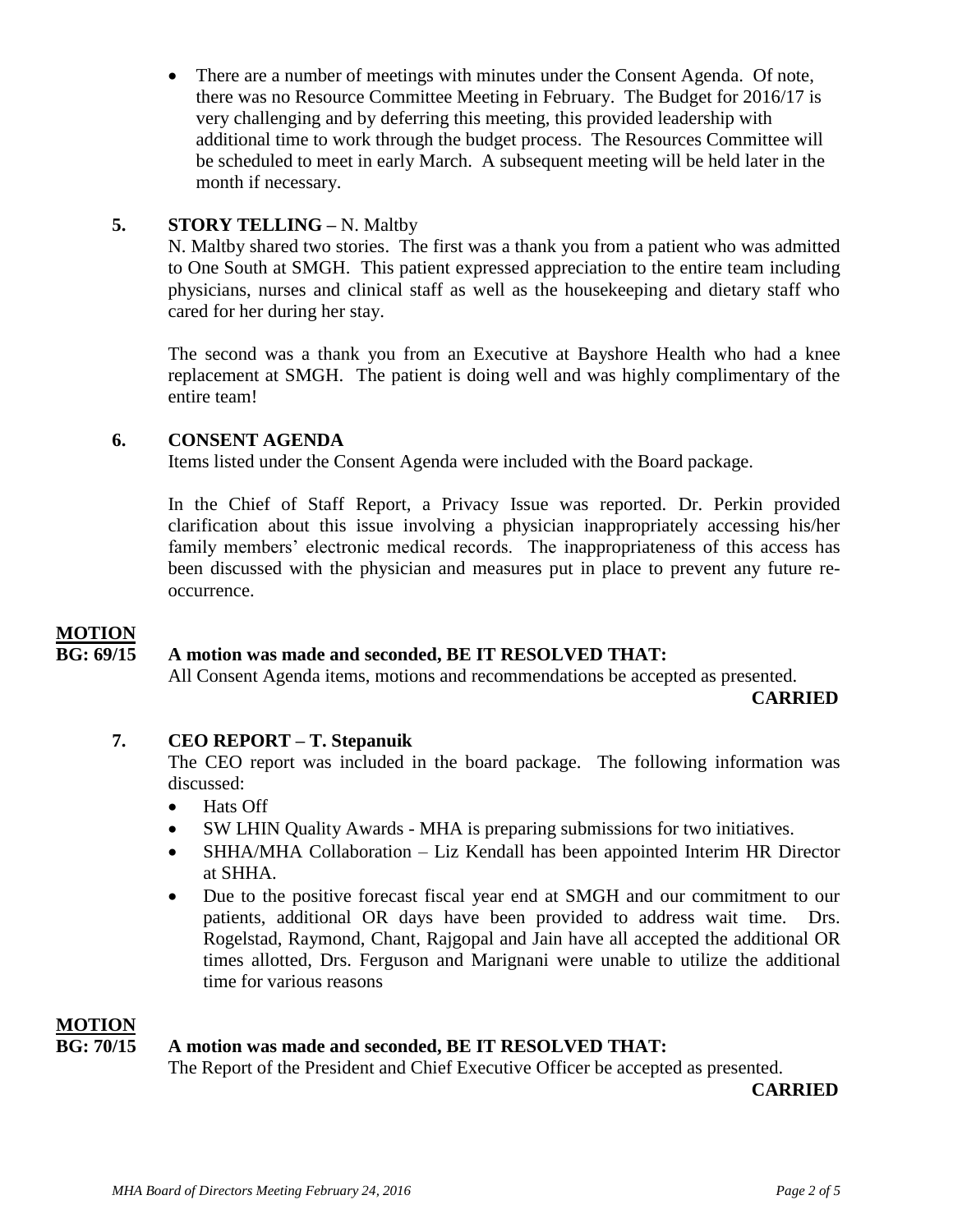- There are a number of meetings with minutes under the Consent Agenda. Of note, there was no Resource Committee Meeting in February. The Budget for 2016/17 is very challenging and by deferring this meeting, this provided leadership with additional time to work through the budget process. The Resources Committee will be scheduled to meet in early March. A subsequent meeting will be held later in the month if necessary.

## 5. STORY TELLING – N. Maltby

N. Maltby shared two stories. The first was a thank you from a patient who was admitted to One South at SMGH. This patient expressed appreciation to the entire team including physicians, nurses and clinical staff as well as the housekeeping and dietary staff who cared for her during her stay.

The second was a thank you from an Executive at Bayshore Health who had a knee replacement at SMGH. The patient is doing well and was highly complimentary of the entire team!

## 6. CONSENT AGENDA

Items listed under the Consent Agenda were included with the Board package.

In the Chief of Staff Report, a Privacy Issue was reported. Dr. Perkin provided clarification about this issue involving a physician inappropriately accessing his/her family members' electronic medical records. The inappropriateness of this access has been discussed with the physician and measures put in place to prevent any future re-occurrence.

**MOTION**

**BG: 69/15 A motion was made and seconded, BE IT RESOLVED THAT:**

All Consent Agenda items, motions and recommendations be accepted as presented.

**CARRIED**

## 7. CEO REPORT – T. Stepanuik

The CEO report was included in the board package. The following information was discussed:

- Hats Off
- SW LHIN Quality Awards - MHA is preparing submissions for two initiatives.
- SHHA/MHA Collaboration – Liz Kendall has been appointed Interim HR Director at SHHA.
- Due to the positive forecast fiscal year end at SMGH and our commitment to our patients, additional OR days have been provided to address wait time. Drs. Rogelstad, Raymond, Chant, Rajgopal and Jain have all accepted the additional OR times allotted, Drs. Ferguson and Marignani were unable to utilize the additional time for various reasons

**MOTION**

**BG: 70/15 A motion was made and seconded, BE IT RESOLVED THAT:**

The Report of the President and Chief Executive Officer be accepted as presented.

**CARRIED**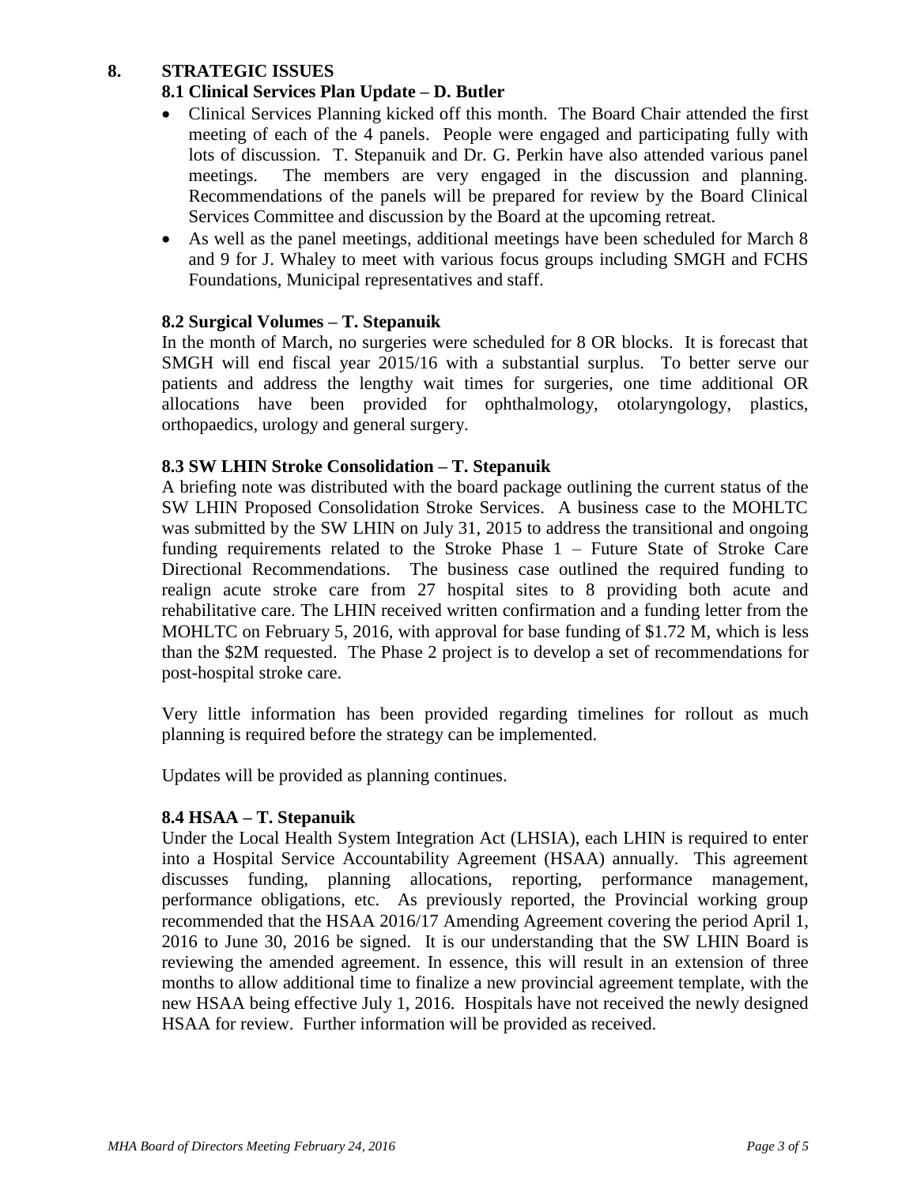## 8. STRATEGIC ISSUES

### 8.1 Clinical Services Plan Update – D. Butler

- Clinical Services Planning kicked off this month. The Board Chair attended the first meeting of each of the 4 panels. People were engaged and participating fully with lots of discussion. T. Stepanuik and Dr. G. Perkin have also attended various panel meetings. The members are very engaged in the discussion and planning. Recommendations of the panels will be prepared for review by the Board Clinical Services Committee and discussion by the Board at the upcoming retreat.
- As well as the panel meetings, additional meetings have been scheduled for March 8 and 9 for J. Whaley to meet with various focus groups including SMGH and FCHS Foundations, Municipal representatives and staff.

### 8.2 Surgical Volumes – T. Stepanuik

In the month of March, no surgeries were scheduled for 8 OR blocks. It is forecast that SMGH will end fiscal year 2015/16 with a substantial surplus. To better serve our patients and address the lengthy wait times for surgeries, one time additional OR allocations have been provided for ophthalmology, otolaryngology, plastics, orthopaedics, urology and general surgery.

### 8.3 SW LHIN Stroke Consolidation – T. Stepanuik

A briefing note was distributed with the board package outlining the current status of the SW LHIN Proposed Consolidation Stroke Services. A business case to the MOHLTC was submitted by the SW LHIN on July 31, 2015 to address the transitional and ongoing funding requirements related to the Stroke Phase 1 – Future State of Stroke Care Directional Recommendations. The business case outlined the required funding to realign acute stroke care from 27 hospital sites to 8 providing both acute and rehabilitative care. The LHIN received written confirmation and a funding letter from the MOHLTC on February 5, 2016, with approval for base funding of $1.72 M, which is less than the $2M requested. The Phase 2 project is to develop a set of recommendations for post-hospital stroke care.

Very little information has been provided regarding timelines for rollout as much planning is required before the strategy can be implemented.

Updates will be provided as planning continues.

### 8.4 HSAA – T. Stepanuik

Under the Local Health System Integration Act (LHSIA), each LHIN is required to enter into a Hospital Service Accountability Agreement (HSAA) annually. This agreement discusses funding, planning allocations, reporting, performance management, performance obligations, etc. As previously reported, the Provincial working group recommended that the HSAA 2016/17 Amending Agreement covering the period April 1, 2016 to June 30, 2016 be signed. It is our understanding that the SW LHIN Board is reviewing the amended agreement. In essence, this will result in an extension of three months to allow additional time to finalize a new provincial agreement template, with the new HSAA being effective July 1, 2016. Hospitals have not received the newly designed HSAA for review. Further information will be provided as received.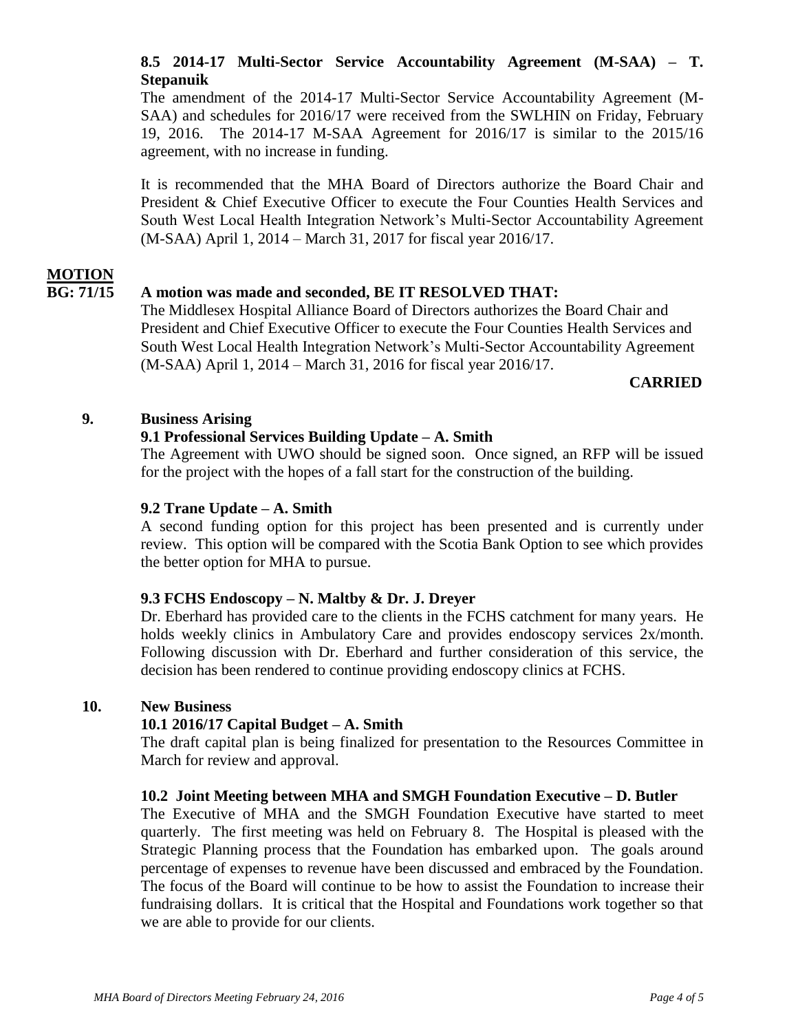**8.5 2014-17 Multi-Sector Service Accountability Agreement (M-SAA) – T. Stepanuik**

The amendment of the 2014-17 Multi-Sector Service Accountability Agreement (M-SAA) and schedules for 2016/17 were received from the SWLHIN on Friday, February 19, 2016. The 2014-17 M-SAA Agreement for 2016/17 is similar to the 2015/16 agreement, with no increase in funding.

It is recommended that the MHA Board of Directors authorize the Board Chair and President & Chief Executive Officer to execute the Four Counties Health Services and South West Local Health Integration Network's Multi-Sector Accountability Agreement (M-SAA) April 1, 2014 – March 31, 2017 for fiscal year 2016/17.

**MOTION**

**BG: 71/15 A motion was made and seconded, BE IT RESOLVED THAT:**

The Middlesex Hospital Alliance Board of Directors authorizes the Board Chair and President and Chief Executive Officer to execute the Four Counties Health Services and South West Local Health Integration Network's Multi-Sector Accountability Agreement (M-SAA) April 1, 2014 – March 31, 2016 for fiscal year 2016/17.

**CARRIED**

## 9. Business Arising

**9.1 Professional Services Building Update – A. Smith**

The Agreement with UWO should be signed soon. Once signed, an RFP will be issued for the project with the hopes of a fall start for the construction of the building.

**9.2 Trane Update – A. Smith**

A second funding option for this project has been presented and is currently under review. This option will be compared with the Scotia Bank Option to see which provides the better option for MHA to pursue.

**9.3 FCHS Endoscopy – N. Maltby & Dr. J. Dreyer**

Dr. Eberhard has provided care to the clients in the FCHS catchment for many years. He holds weekly clinics in Ambulatory Care and provides endoscopy services 2x/month. Following discussion with Dr. Eberhard and further consideration of this service, the decision has been rendered to continue providing endoscopy clinics at FCHS.

## 10. New Business

**10.1 2016/17 Capital Budget – A. Smith**

The draft capital plan is being finalized for presentation to the Resources Committee in March for review and approval.

**10.2 Joint Meeting between MHA and SMGH Foundation Executive – D. Butler**

The Executive of MHA and the SMGH Foundation Executive have started to meet quarterly. The first meeting was held on February 8. The Hospital is pleased with the Strategic Planning process that the Foundation has embarked upon. The goals around percentage of expenses to revenue have been discussed and embraced by the Foundation. The focus of the Board will continue to be how to assist the Foundation to increase their fundraising dollars. It is critical that the Hospital and Foundations work together so that we are able to provide for our clients.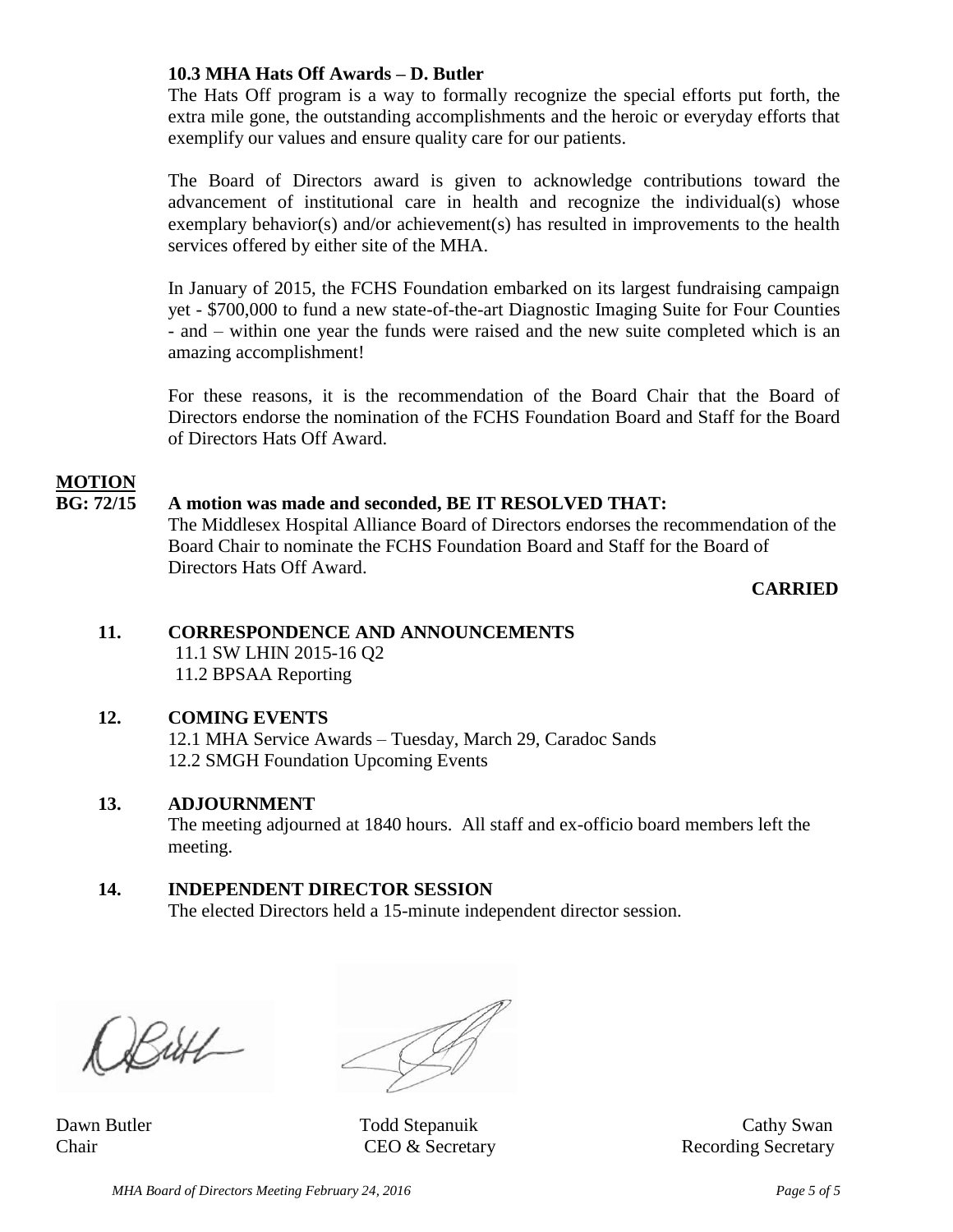### 10.3 MHA Hats Off Awards – D. Butler

The Hats Off program is a way to formally recognize the special efforts put forth, the extra mile gone, the outstanding accomplishments and the heroic or everyday efforts that exemplify our values and ensure quality care for our patients.

The Board of Directors award is given to acknowledge contributions toward the advancement of institutional care in health and recognize the individual(s) whose exemplary behavior(s) and/or achievement(s) has resulted in improvements to the health services offered by either site of the MHA.

In January of 2015, the FCHS Foundation embarked on its largest fundraising campaign yet - $700,000 to fund a new state-of-the-art Diagnostic Imaging Suite for Four Counties - and – within one year the funds were raised and the new suite completed which is an amazing accomplishment!

For these reasons, it is the recommendation of the Board Chair that the Board of Directors endorse the nomination of the FCHS Foundation Board and Staff for the Board of Directors Hats Off Award.

**MOTION**

**BG: 72/15 A motion was made and seconded, BE IT RESOLVED THAT:**

The Middlesex Hospital Alliance Board of Directors endorses the recommendation of the Board Chair to nominate the FCHS Foundation Board and Staff for the Board of Directors Hats Off Award.

**CARRIED**

## 11. CORRESPONDENCE AND ANNOUNCEMENTS

11.1 SW LHIN 2015-16 Q2
11.2 BPSAA Reporting

## 12. COMING EVENTS

12.1 MHA Service Awards – Tuesday, March 29, Caradoc Sands
12.2 SMGH Foundation Upcoming Events

## 13. ADJOURNMENT

The meeting adjourned at 1840 hours. All staff and ex-officio board members left the meeting.

## 14. INDEPENDENT DIRECTOR SESSION

The elected Directors held a 15-minute independent director session.

| | | |
|---|---|---|
| Dawn Butler | Todd Stepanuik | Cathy Swan |
| Chair | CEO & Secretary | Recording Secretary |